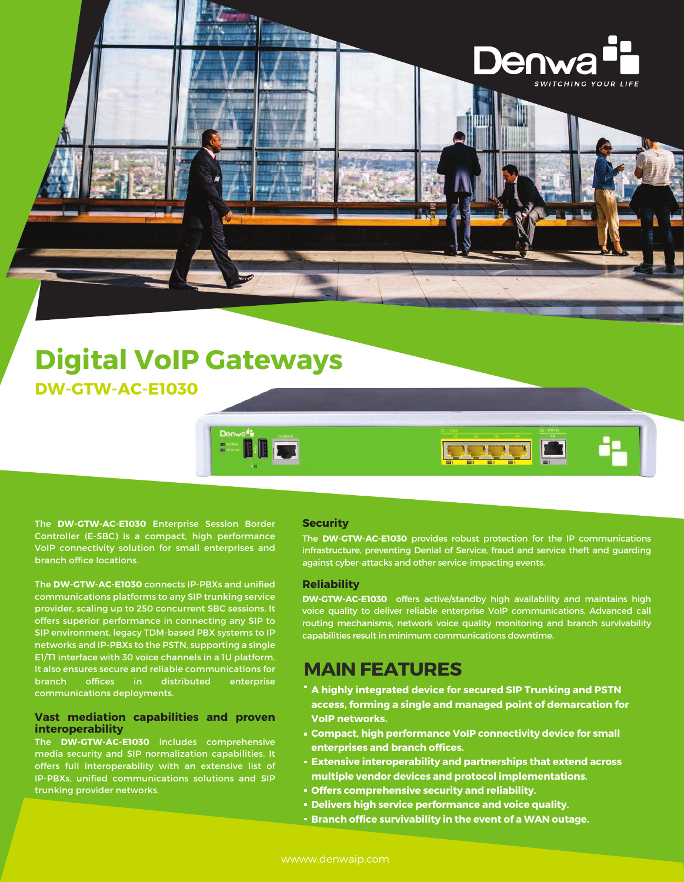Denwa SWITCHING YOUR LIFE

# Digital VoIP Gateways

## DW-GTW-AC-E1030

The **DW-GTW-AC-E1030** Enterprise Session Border Controller (E-SBC) is a compact, high performance VoIP connectivity solution for small enterprises and branch office locations.

The **DW-GTW-AC-E1030** connects IP-PBXs and unified communications platforms to any SIP trunking service provider, scaling up to 250 concurrent SBC sessions. It offers superior performance in connecting any SIP to SIP environment, legacy TDM-based PBX systems to IP networks and IP-PBXs to the PSTN, supporting a single E1/T1 interface with 30 voice channels in a 1U platform. It also ensures secure and reliable communications for branch offices in distributed enterprise communications deployments.

### Vast mediation capabilities and proven interoperability

The **DW-GTW-AC-E1030** includes comprehensive media security and SIP normalization capabilities. It offers full interoperability with an extensive list of IP-PBXs, unified communications solutions and SIP trunking provider networks.

### Security

The **DW-GTW-AC-E1030** provides robust protection for the IP communications infrastructure, preventing Denial of Service, fraud and service theft and guarding against cyber-attacks and other service-impacting events.

### Reliability

**DW-GTW-AC-E1030** offers active/standby high availability and maintains high voice quality to deliver reliable enterprise VoIP communications. Advanced call routing mechanisms, network voice quality monitoring and branch survivability capabilities result in minimum communications downtime.

## MAIN FEATURES

- **A highly integrated device for secured SIP Trunking and PSTN access, forming a single and managed point of demarcation for VoIP networks.**
- **Compact, high performance VoIP connectivity device for small enterprises and branch offices.**
- **Extensive interoperability and partnerships that extend across multiple vendor devices and protocol implementations.**
- **Offers comprehensive security and reliability.**
- **Delivers high service performance and voice quality.**
- **Branch office survivability in the event of a WAN outage.**

wwww.denwaip.com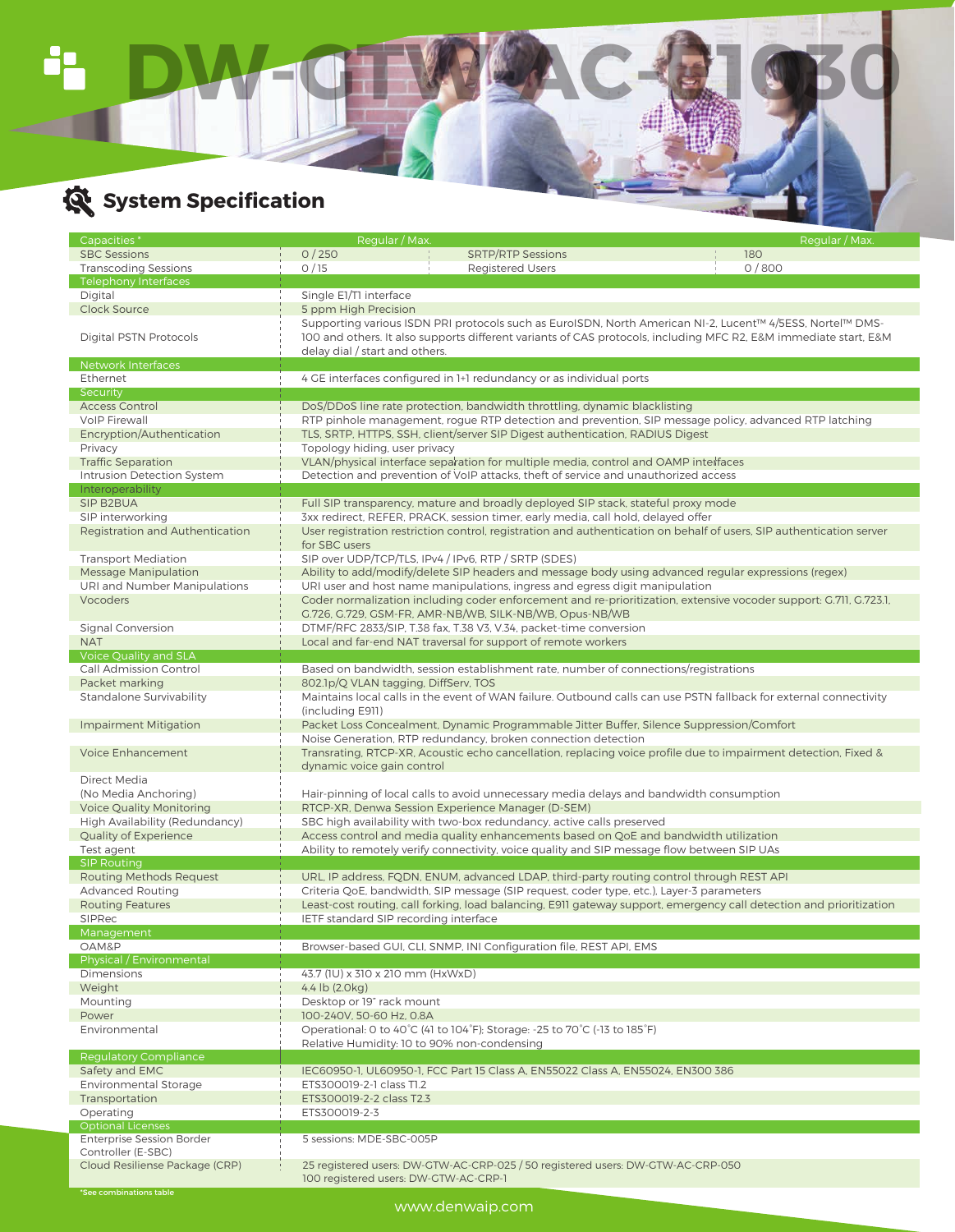# DW-GTW-AC-E1030

## System Specification

| Capacities * | Regular / Max. | | Regular / Max. |
|---|---|---|---|
| SBC Sessions | 0 / 250 | SRTP/RTP Sessions | 180 |
| Transcoding Sessions | 0 / 15 | Registered Users | 0 / 800 |

| | |
|---|---|
| **Telephony Interfaces** | |
| Digital | Single E1/T1 interface |
| Clock Source | 5 ppm High Precision |
| Digital PSTN Protocols | Supporting various ISDN PRI protocols such as EuroISDN, North American NI-2, Lucent™ 4/5ESS, Nortel™ DMS-100 and others. It also supports different variants of CAS protocols, including MFC R2, E&M immediate start, E&M delay dial / start and others. |
| **Network Interfaces** | |
| Ethernet | 4 GE interfaces configured in 1+1 redundancy or as individual ports |
| **Security** | |
| Access Control | DoS/DDoS line rate protection, bandwidth throttling, dynamic blacklisting |
| VoIP Firewall | RTP pinhole management, rogue RTP detection and prevention, SIP message policy, advanced RTP latching |
| Encryption/Authentication | TLS, SRTP, HTTPS, SSH, client/server SIP Digest authentication, RADIUS Digest |
| Privacy | Topology hiding, user privacy |
| Traffic Separation | VLAN/physical interface separation for multiple media, control and OAMP interfaces |
| Intrusion Detection System | Detection and prevention of VoIP attacks, theft of service and unauthorized access |
| **Interoperability** | |
| SIP B2BUA | Full SIP transparency, mature and broadly deployed SIP stack, stateful proxy mode |
| SIP interworking | 3xx redirect, REFER, PRACK, session timer, early media, call hold, delayed offer |
| Registration and Authentication | User registration restriction control, registration and authentication on behalf of users, SIP authentication server for SBC users |
| Transport Mediation | SIP over UDP/TCP/TLS, IPv4 / IPv6, RTP / SRTP (SDES) |
| Message Manipulation | Ability to add/modify/delete SIP headers and message body using advanced regular expressions (regex) |
| URI and Number Manipulations | URI user and host name manipulations, ingress and egress digit manipulation |
| Vocoders | Coder normalization including coder enforcement and re-prioritization, extensive vocoder support: G.711, G.723.1, G.726, G.729, GSM-FR, AMR-NB/WB, SILK-NB/WB, Opus-NB/WB |
| Signal Conversion | DTMF/RFC 2833/SIP, T.38 fax, T.38 V3, V.34, packet-time conversion |
| NAT | Local and far-end NAT traversal for support of remote workers |
| **Voice Quality and SLA** | |
| Call Admission Control | Based on bandwidth, session establishment rate, number of connections/registrations |
| Packet marking | 802.1p/Q VLAN tagging, DiffServ, TOS |
| Standalone Survivability | Maintains local calls in the event of WAN failure. Outbound calls can use PSTN fallback for external connectivity (including E911) |
| Impairment Mitigation | Packet Loss Concealment, Dynamic Programmable Jitter Buffer, Silence Suppression/Comfort Noise Generation, RTP redundancy, broken connection detection |
| Voice Enhancement | Transrating, RTCP-XR, Acoustic echo cancellation, replacing voice profile due to impairment detection, Fixed & dynamic voice gain control |
| Direct Media (No Media Anchoring) | Hair-pinning of local calls to avoid unnecessary media delays and bandwidth consumption |
| Voice Quality Monitoring | RTCP-XR, Denwa Session Experience Manager (D-SEM) |
| High Availability (Redundancy) | SBC high availability with two-box redundancy, active calls preserved |
| Quality of Experience | Access control and media quality enhancements based on QoE and bandwidth utilization |
| Test agent | Ability to remotely verify connectivity, voice quality and SIP message flow between SIP UAs |
| **SIP Routing** | |
| Routing Methods Request | URL, IP address, FQDN, ENUM, advanced LDAP, third-party routing control through REST API |
| Advanced Routing | Criteria QoE, bandwidth, SIP message (SIP request, coder type, etc.), Layer-3 parameters |
| Routing Features | Least-cost routing, call forking, load balancing, E911 gateway support, emergency call detection and prioritization |
| SIPRec | IETF standard SIP recording interface |
| **Management** | |
| OAM&P | Browser-based GUI, CLI, SNMP, INI Configuration file, REST API, EMS |
| **Physical / Environmental** | |
| Dimensions | 43.7 (1U) x 310 x 210 mm (HxWxD) |
| Weight | 4.4 lb (2.0kg) |
| Mounting | Desktop or 19" rack mount |
| Power | 100-240V, 50-60 Hz, 0.8A |
| Environmental | Operational: 0 to 40˚C (41 to 104˚F); Storage: -25 to 70˚C (-13 to 185˚F) Relative Humidity: 10 to 90% non-condensing |
| **Regulatory Compliance** | |
| Safety and EMC | IEC60950-1, UL60950-1, FCC Part 15 Class A, EN55022 Class A, EN55024, EN300 386 |
| Environmental Storage | ETS300019-2-1 class T1.2 |
| Transportation | ETS300019-2-2 class T2.3 |
| Operating | ETS300019-2-3 |
| **Optional Licenses** | |
| Enterprise Session Border Controller (E-SBC) | 5 sessions: MDE-SBC-005P |
| Cloud Resiliense Package (CRP) | 25 registered users: DW-GTW-AC-CRP-025 / 50 registered users: DW-GTW-AC-CRP-050 100 registered users: DW-GTW-AC-CRP-1 |

*See combinations table

www.denwaip.com